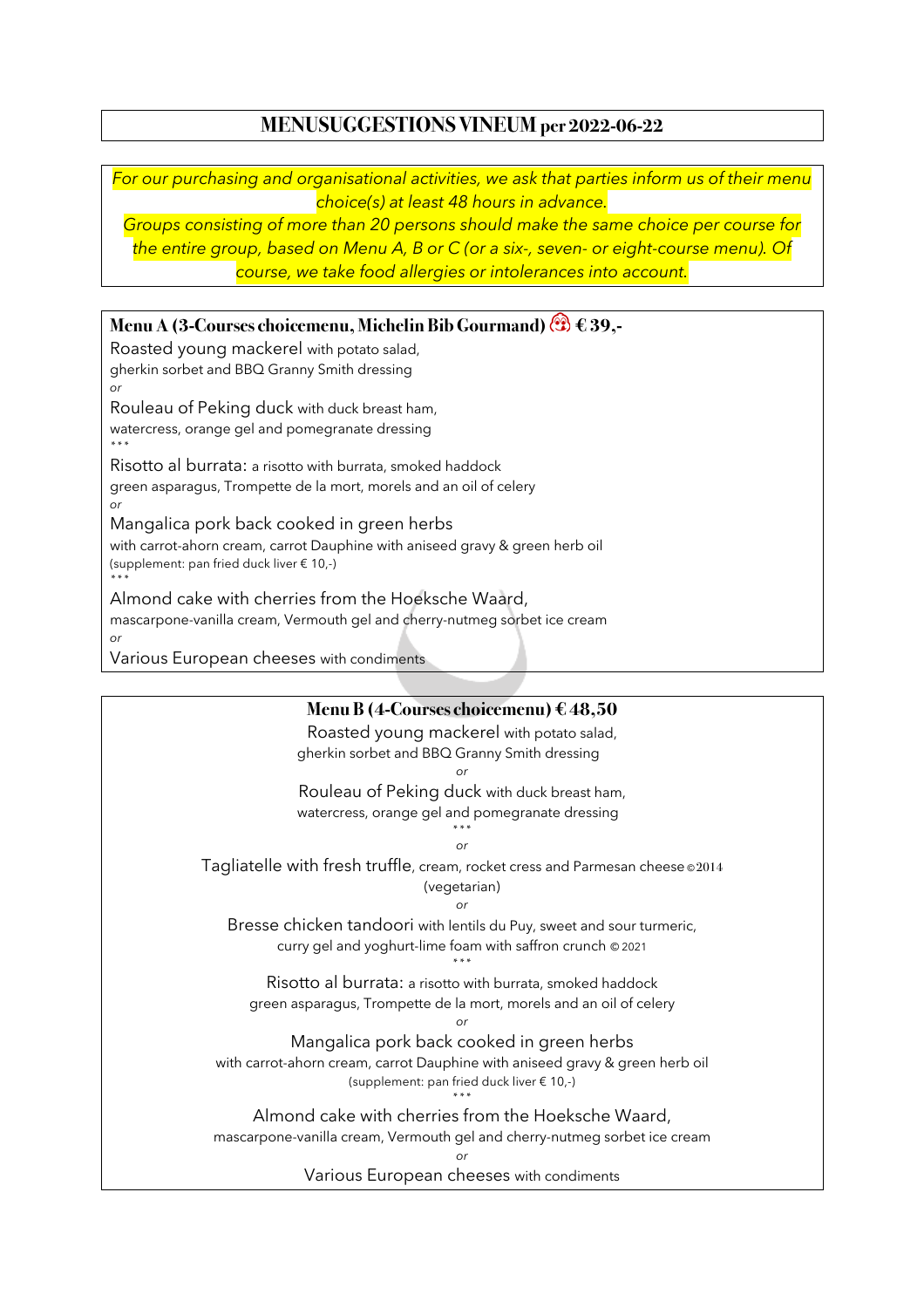## MENUSUGGESTIONS VINEUM per 2022-06-22

*For our purchasing and organisational activities, we ask that parties inform us of their menu choice(s) at least 48 hours in advance.*
*Groups consisting of more than 20 persons should make the same choice per course for the entire group, based on Menu A, B or C (or a six-, seven- or eight-course menu). Of course, we take food allergies or intolerances into account.*

### Menu A (3-Courses choicemenu, Michelin Bib Gourmand) € 39,-

Roasted young mackerel with potato salad,
gherkin sorbet and BBQ Granny Smith dressing

*or*

Rouleau of Peking duck with duck breast ham,
watercress, orange gel and pomegranate dressing

\*\*\*

Risotto al burrata: a risotto with burrata, smoked haddock
green asparagus, Trompette de la mort, morels and an oil of celery

*or*

Mangalica pork back cooked in green herbs
with carrot-ahorn cream, carrot Dauphine with aniseed gravy & green herb oil
(supplement: pan fried duck liver € 10,-)

\*\*\*

Almond cake with cherries from the Hoeksche Waard,
mascarpone-vanilla cream, Vermouth gel and cherry-nutmeg sorbet ice cream

*or*

Various European cheeses with condiments

### Menu B (4-Courses choicemenu) € 48,50

Roasted young mackerel with potato salad,
gherkin sorbet and BBQ Granny Smith dressing

*or*

Rouleau of Peking duck with duck breast ham,
watercress, orange gel and pomegranate dressing

\*\*\*

*or*

Tagliatelle with fresh truffle, cream, rocket cress and Parmesan cheese ©2014
(vegetarian)

*or*

Bresse chicken tandoori with lentils du Puy, sweet and sour turmeric,
curry gel and yoghurt-lime foam with saffron crunch © 2021

\*\*\*

Risotto al burrata: a risotto with burrata, smoked haddock
green asparagus, Trompette de la mort, morels and an oil of celery

*or*

Mangalica pork back cooked in green herbs
with carrot-ahorn cream, carrot Dauphine with aniseed gravy & green herb oil
(supplement: pan fried duck liver € 10,-)

\*\*\*

Almond cake with cherries from the Hoeksche Waard,
mascarpone-vanilla cream, Vermouth gel and cherry-nutmeg sorbet ice cream

*or*

Various European cheeses with condiments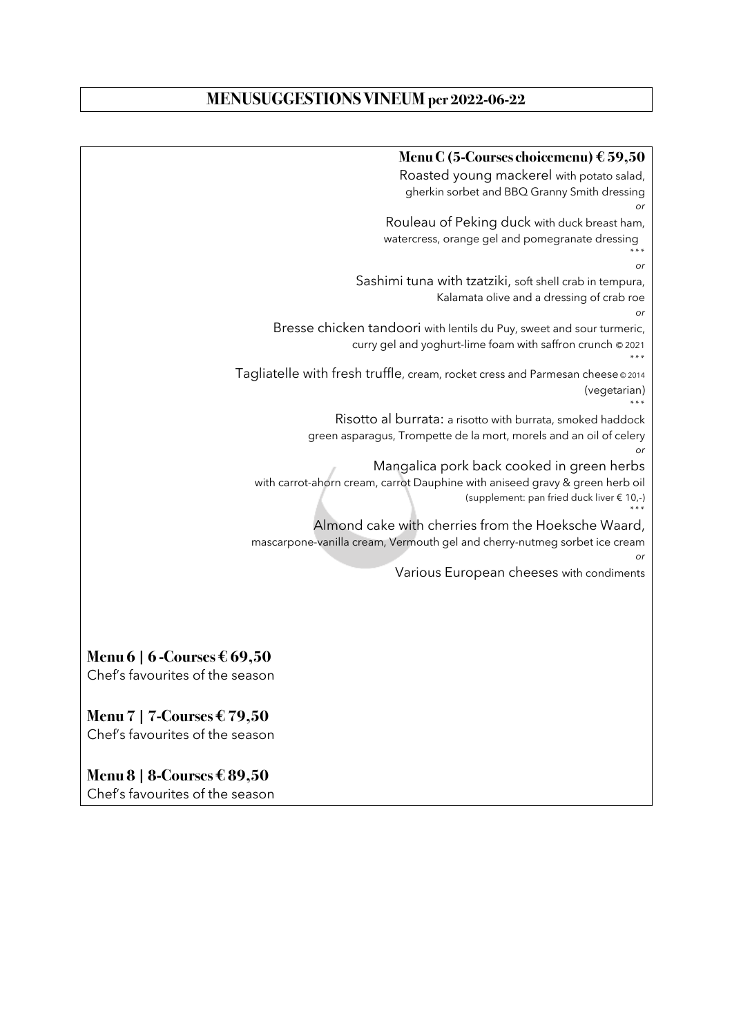# MENUSUGGESTIONS VINEUM per 2022-06-22

**Menu C (5-Courses choicemenu) € 59,50**

Roasted young mackerel with potato salad,
gherkin sorbet and BBQ Granny Smith dressing

*or*

Rouleau of Peking duck with duck breast ham,
watercress, orange gel and pomegranate dressing

\* \* \*

*or*

Sashimi tuna with tzatziki, soft shell crab in tempura,
Kalamata olive and a dressing of crab roe

*or*

Bresse chicken tandoori with lentils du Puy, sweet and sour turmeric,
curry gel and yoghurt-lime foam with saffron crunch © 2021

\* \* \*

Tagliatelle with fresh truffle, cream, rocket cress and Parmesan cheese © 2014
(vegetarian)

\* \* \*

Risotto al burrata: a risotto with burrata, smoked haddock
green asparagus, Trompette de la mort, morels and an oil of celery

*or*

Mangalica pork back cooked in green herbs
with carrot-ahorn cream, carrot Dauphine with aniseed gravy & green herb oil
(supplement: pan fried duck liver € 10,-)

\* \* \*

Almond cake with cherries from the Hoeksche Waard,
mascarpone-vanilla cream, Vermouth gel and cherry-nutmeg sorbet ice cream

*or*

Various European cheeses with condiments

**Menu 6 | 6 -Courses € 69,50**
Chef's favourites of the season

**Menu 7 | 7-Courses € 79,50**
Chef's favourites of the season

**Menu 8 | 8-Courses € 89,50**
Chef's favourites of the season